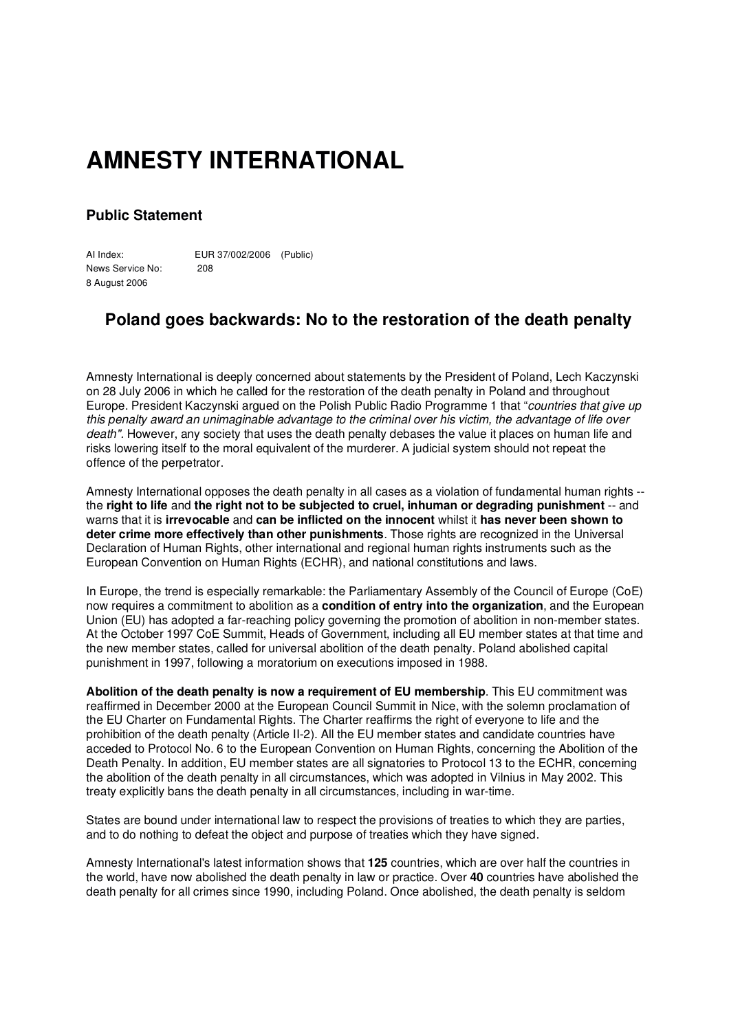# AMNESTY INTERNATIONAL

### Public Statement

AI Index: EUR 37/002/2006 (Public)
News Service No: 208
8 August 2006

## Poland goes backwards: No to the restoration of the death penalty

Amnesty International is deeply concerned about statements by the President of Poland, Lech Kaczynski on 28 July 2006 in which he called for the restoration of the death penalty in Poland and throughout Europe. President Kaczynski argued on the Polish Public Radio Programme 1 that "*countries that give up this penalty award an unimaginable advantage to the criminal over his victim, the advantage of life over death"*. However, any society that uses the death penalty debases the value it places on human life and risks lowering itself to the moral equivalent of the murderer. A judicial system should not repeat the offence of the perpetrator.

Amnesty International opposes the death penalty in all cases as a violation of fundamental human rights -- the **right to life** and **the right not to be subjected to cruel, inhuman or degrading punishment** -- and warns that it is **irrevocable** and **can be inflicted on the innocent** whilst it **has never been shown to deter crime more effectively than other punishments**. Those rights are recognized in the Universal Declaration of Human Rights, other international and regional human rights instruments such as the European Convention on Human Rights (ECHR), and national constitutions and laws.

In Europe, the trend is especially remarkable: the Parliamentary Assembly of the Council of Europe (CoE) now requires a commitment to abolition as a **condition of entry into the organization**, and the European Union (EU) has adopted a far-reaching policy governing the promotion of abolition in non-member states. At the October 1997 CoE Summit, Heads of Government, including all EU member states at that time and the new member states, called for universal abolition of the death penalty. Poland abolished capital punishment in 1997, following a moratorium on executions imposed in 1988.

**Abolition of the death penalty is now a requirement of EU membership**. This EU commitment was reaffirmed in December 2000 at the European Council Summit in Nice, with the solemn proclamation of the EU Charter on Fundamental Rights. The Charter reaffirms the right of everyone to life and the prohibition of the death penalty (Article II-2). All the EU member states and candidate countries have acceded to Protocol No. 6 to the European Convention on Human Rights, concerning the Abolition of the Death Penalty. In addition, EU member states are all signatories to Protocol 13 to the ECHR, concerning the abolition of the death penalty in all circumstances, which was adopted in Vilnius in May 2002. This treaty explicitly bans the death penalty in all circumstances, including in war-time.

States are bound under international law to respect the provisions of treaties to which they are parties, and to do nothing to defeat the object and purpose of treaties which they have signed.

Amnesty International's latest information shows that **125** countries, which are over half the countries in the world, have now abolished the death penalty in law or practice. Over **40** countries have abolished the death penalty for all crimes since 1990, including Poland. Once abolished, the death penalty is seldom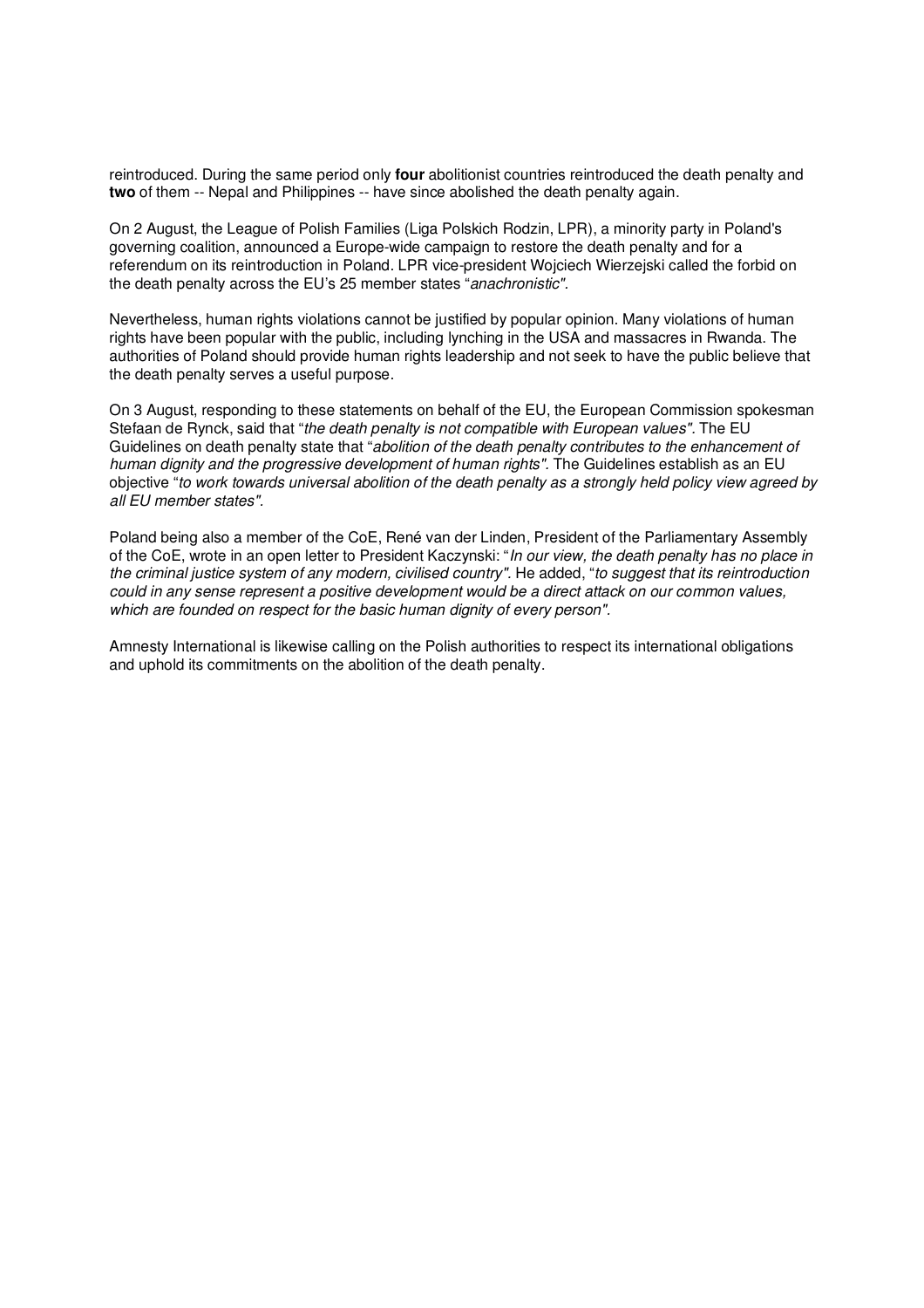reintroduced. During the same period only **four** abolitionist countries reintroduced the death penalty and **two** of them -- Nepal and Philippines -- have since abolished the death penalty again.

On 2 August, the League of Polish Families (Liga Polskich Rodzin, LPR), a minority party in Poland's governing coalition, announced a Europe-wide campaign to restore the death penalty and for a referendum on its reintroduction in Poland. LPR vice-president Wojciech Wierzejski called the forbid on the death penalty across the EU's 25 member states "*anachronistic*".

Nevertheless, human rights violations cannot be justified by popular opinion. Many violations of human rights have been popular with the public, including lynching in the USA and massacres in Rwanda. The authorities of Poland should provide human rights leadership and not seek to have the public believe that the death penalty serves a useful purpose.

On 3 August, responding to these statements on behalf of the EU, the European Commission spokesman Stefaan de Rynck, said that "*the death penalty is not compatible with European values*". The EU Guidelines on death penalty state that "*abolition of the death penalty contributes to the enhancement of human dignity and the progressive development of human rights*". The Guidelines establish as an EU objective "*to work towards universal abolition of the death penalty as a strongly held policy view agreed by all EU member states*".

Poland being also a member of the CoE, René van der Linden, President of the Parliamentary Assembly of the CoE, wrote in an open letter to President Kaczynski: "*In our view, the death penalty has no place in the criminal justice system of any modern, civilised country*". He added, "*to suggest that its reintroduction could in any sense represent a positive development would be a direct attack on our common values, which are founded on respect for the basic human dignity of every person*".

Amnesty International is likewise calling on the Polish authorities to respect its international obligations and uphold its commitments on the abolition of the death penalty.